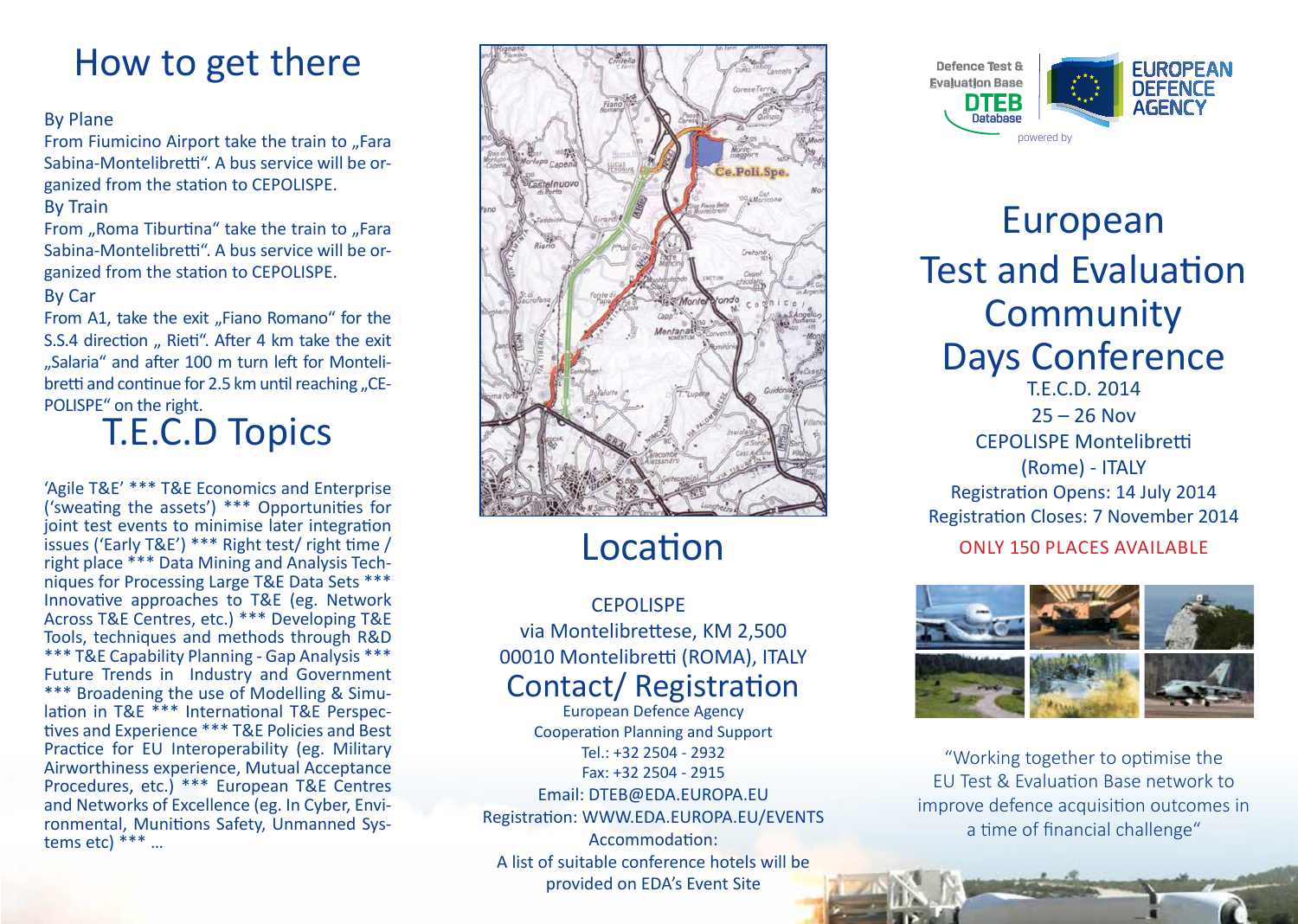# How to get there

By Plane

From Fiumicino Airport take the train to „Fara Sabina-Montelibretti“. A bus service will be organized from the station to CEPOLISPE.

By Train

From „Roma Tiburtina“ take the train to „Fara Sabina-Montelibretti“. A bus service will be organized from the station to CEPOLISPE.

By Car

From A1, take the exit „Fiano Romano“ for the S.S.4 direction „ Rieti“. After 4 km take the exit „Salaria“ and after 100 m turn left for Montelibretti and continue for 2.5 km until reaching „CEPOLISPE“ on the right.

# T.E.C.D Topics

'Agile T&E' *** T&E Economics and Enterprise ('sweating the assets') *** Opportunities for joint test events to minimise later integration issues ('Early T&E') *** Right test/ right time / right place *** Data Mining and Analysis Techniques for Processing Large T&E Data Sets *** Innovative approaches to T&E (eg. Network Across T&E Centres, etc.) *** Developing T&E Tools, techniques and methods through R&D *** T&E Capability Planning - Gap Analysis *** Future Trends in Industry and Government *** Broadening the use of Modelling & Simulation in T&E *** International T&E Perspectives and Experience *** T&E Policies and Best Practice for EU Interoperability (eg. Military Airworthiness experience, Mutual Acceptance Procedures, etc.) *** European T&E Centres and Networks of Excellence (eg. In Cyber, Environmental, Munitions Safety, Unmanned Systems etc) *** ...

# Location

CEPOLISPE
via Montelibrettese, KM 2,500
00010 Montelibretti (ROMA), ITALY

## Contact/ Registration

European Defence Agency
Cooperation Planning and Support
Tel.: +32 2504 - 2932
Fax: +32 2504 - 2915
Email: DTEB@EDA.EUROPA.EU
Registration: WWW.EDA.EUROPA.EU/EVENTS
Accommodation:
A list of suitable conference hotels will be provided on EDA's Event Site

Defence Test & Evaluation Base DTEB Database powered by EUROPEAN DEFENCE AGENCY

# European Test and Evaluation Community Days Conference

T.E.C.D. 2014
25 – 26 Nov
CEPOLISPE Montelibretti
(Rome) - ITALY
Registration Opens: 14 July 2014
Registration Closes: 7 November 2014
ONLY 150 PLACES AVAILABLE

"Working together to optimise the EU Test & Evaluation Base network to improve defence acquisition outcomes in a time of financial challenge"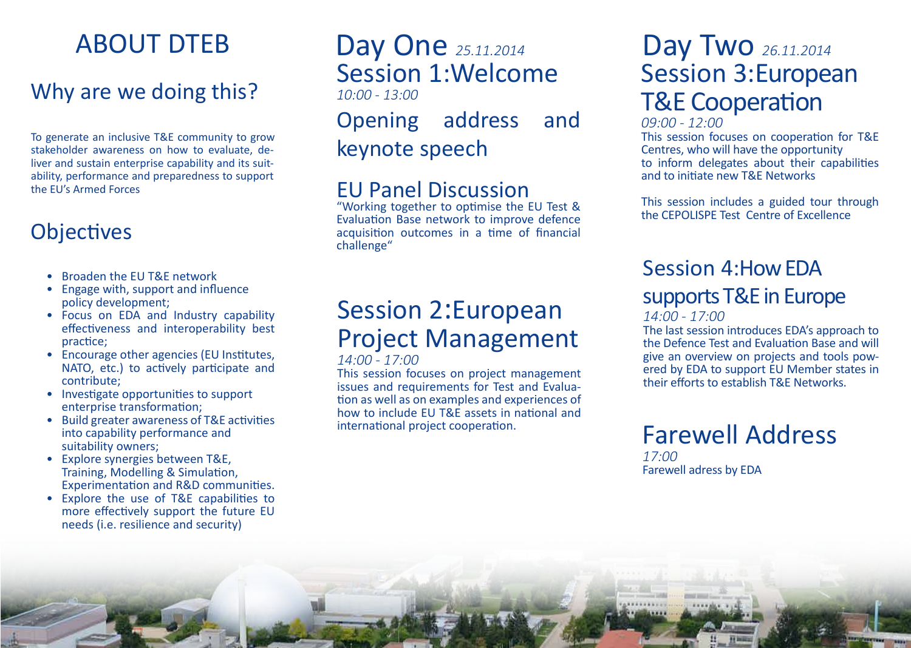# ABOUT DTEB

## Why are we doing this?

To generate an inclusive T&E community to grow stakeholder awareness on how to evaluate, deliver and sustain enterprise capability and its suitability, performance and preparedness to support the EU's Armed Forces

## Objectives

- Broaden the EU T&E network
- Engage with, support and influence policy development;
- Focus on EDA and Industry capability effectiveness and interoperability best practice;
- Encourage other agencies (EU Institutes, NATO, etc.) to actively participate and contribute;
- Investigate opportunities to support enterprise transformation;
- Build greater awareness of T&E activities into capability performance and suitability owners;
- Explore synergies between T&E, Training, Modelling & Simulation, Experimentation and R&D communities.
- Explore the use of T&E capabilities to more effectively support the future EU needs (i.e. resilience and security)

# Day One *25.11.2014*

## Session 1:Welcome

*10:00 - 13:00*

### Opening address and keynote speech

### EU Panel Discussion

"Working together to optimise the EU Test & Evaluation Base network to improve defence acquisition outcomes in a time of financial challenge"

## Session 2:European Project Management

*14:00 - 17:00*

This session focuses on project management issues and requirements for Test and Evaluation as well as on examples and experiences of how to include EU T&E assets in national and international project cooperation.

# Day Two *26.11.2014*

## Session 3:European T&E Cooperation

*09:00 - 12:00*

This session focuses on cooperation for T&E Centres, who will have the opportunity to inform delegates about their capabilities and to initiate new T&E Networks

This session includes a guided tour through the CEPOLISPE Test Centre of Excellence

## Session 4:How EDA supports T&E in Europe

*14:00 - 17:00*

The last session introduces EDA's approach to the Defence Test and Evaluation Base and will give an overview on projects and tools powered by EDA to support EU Member states in their efforts to establish T&E Networks.

## Farewell Address

*17:00*

Farewell adress by EDA